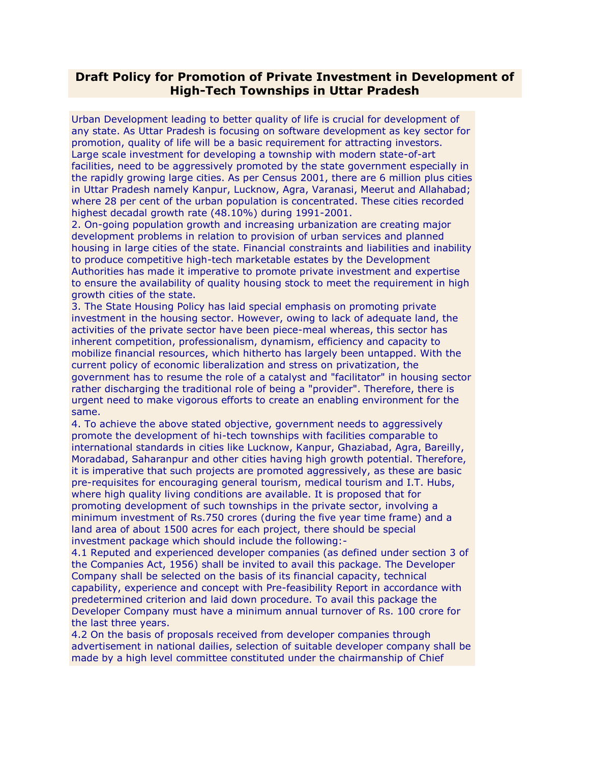# Draft Policy for Promotion of Private Investment in Development of High-Tech Townships in Uttar Pradesh

Urban Development leading to better quality of life is crucial for development of any state. As Uttar Pradesh is focusing on software development as key sector for promotion, quality of life will be a basic requirement for attracting investors. Large scale investment for developing a township with modern state-of-art facilities, need to be aggressively promoted by the state government especially in the rapidly growing large cities. As per Census 2001, there are 6 million plus cities in Uttar Pradesh namely Kanpur, Lucknow, Agra, Varanasi, Meerut and Allahabad; where 28 per cent of the urban population is concentrated. These cities recorded highest decadal growth rate (48.10%) during 1991-2001.

2. On-going population growth and increasing urbanization are creating major development problems in relation to provision of urban services and planned housing in large cities of the state. Financial constraints and liabilities and inability to produce competitive high-tech marketable estates by the Development Authorities has made it imperative to promote private investment and expertise to ensure the availability of quality housing stock to meet the requirement in high growth cities of the state.

3. The State Housing Policy has laid special emphasis on promoting private investment in the housing sector. However, owing to lack of adequate land, the activities of the private sector have been piece-meal whereas, this sector has inherent competition, professionalism, dynamism, efficiency and capacity to mobilize financial resources, which hitherto has largely been untapped. With the current policy of economic liberalization and stress on privatization, the government has to resume the role of a catalyst and "facilitator" in housing sector rather discharging the traditional role of being a "provider". Therefore, there is urgent need to make vigorous efforts to create an enabling environment for the same.

4. To achieve the above stated objective, government needs to aggressively promote the development of hi-tech townships with facilities comparable to international standards in cities like Lucknow, Kanpur, Ghaziabad, Agra, Bareilly, Moradabad, Saharanpur and other cities having high growth potential. Therefore, it is imperative that such projects are promoted aggressively, as these are basic pre-requisites for encouraging general tourism, medical tourism and I.T. Hubs, where high quality living conditions are available. It is proposed that for promoting development of such townships in the private sector, involving a minimum investment of Rs.750 crores (during the five year time frame) and a land area of about 1500 acres for each project, there should be special investment package which should include the following:-

4.1 Reputed and experienced developer companies (as defined under section 3 of the Companies Act, 1956) shall be invited to avail this package. The Developer Company shall be selected on the basis of its financial capacity, technical capability, experience and concept with Pre-feasibility Report in accordance with predetermined criterion and laid down procedure. To avail this package the Developer Company must have a minimum annual turnover of Rs. 100 crore for the last three years.

4.2 On the basis of proposals received from developer companies through advertisement in national dailies, selection of suitable developer company shall be made by a high level committee constituted under the chairmanship of Chief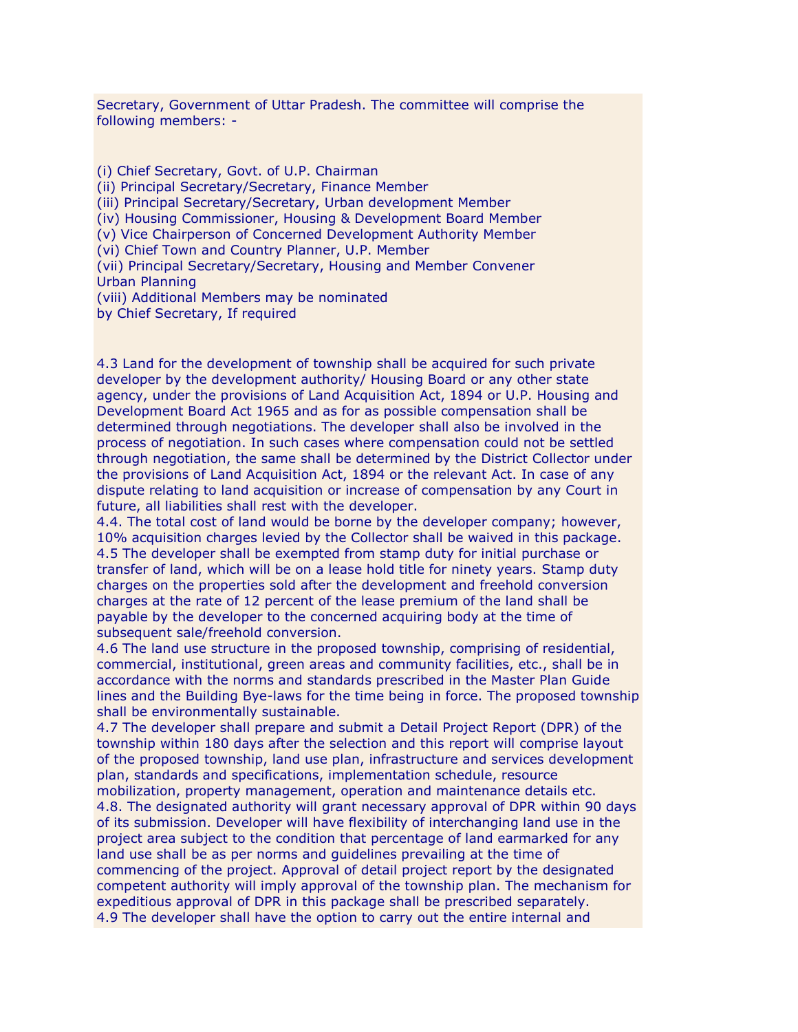Secretary, Government of Uttar Pradesh. The committee will comprise the following members: -

(i) Chief Secretary, Govt. of U.P. Chairman
(ii) Principal Secretary/Secretary, Finance Member
(iii) Principal Secretary/Secretary, Urban development Member
(iv) Housing Commissioner, Housing & Development Board Member
(v) Vice Chairperson of Concerned Development Authority Member
(vi) Chief Town and Country Planner, U.P. Member
(vii) Principal Secretary/Secretary, Housing and Member Convener Urban Planning
(viii) Additional Members may be nominated by Chief Secretary, If required

4.3 Land for the development of township shall be acquired for such private developer by the development authority/ Housing Board or any other state agency, under the provisions of Land Acquisition Act, 1894 or U.P. Housing and Development Board Act 1965 and as for as possible compensation shall be determined through negotiations. The developer shall also be involved in the process of negotiation. In such cases where compensation could not be settled through negotiation, the same shall be determined by the District Collector under the provisions of Land Acquisition Act, 1894 or the relevant Act. In case of any dispute relating to land acquisition or increase of compensation by any Court in future, all liabilities shall rest with the developer.
4.4. The total cost of land would be borne by the developer company; however, 10% acquisition charges levied by the Collector shall be waived in this package.
4.5 The developer shall be exempted from stamp duty for initial purchase or transfer of land, which will be on a lease hold title for ninety years. Stamp duty charges on the properties sold after the development and freehold conversion charges at the rate of 12 percent of the lease premium of the land shall be payable by the developer to the concerned acquiring body at the time of subsequent sale/freehold conversion.
4.6 The land use structure in the proposed township, comprising of residential, commercial, institutional, green areas and community facilities, etc., shall be in accordance with the norms and standards prescribed in the Master Plan Guide lines and the Building Bye-laws for the time being in force. The proposed township shall be environmentally sustainable.
4.7 The developer shall prepare and submit a Detail Project Report (DPR) of the township within 180 days after the selection and this report will comprise layout of the proposed township, land use plan, infrastructure and services development plan, standards and specifications, implementation schedule, resource mobilization, property management, operation and maintenance details etc.
4.8. The designated authority will grant necessary approval of DPR within 90 days of its submission. Developer will have flexibility of interchanging land use in the project area subject to the condition that percentage of land earmarked for any land use shall be as per norms and guidelines prevailing at the time of commencing of the project. Approval of detail project report by the designated competent authority will imply approval of the township plan. The mechanism for expeditious approval of DPR in this package shall be prescribed separately.
4.9 The developer shall have the option to carry out the entire internal and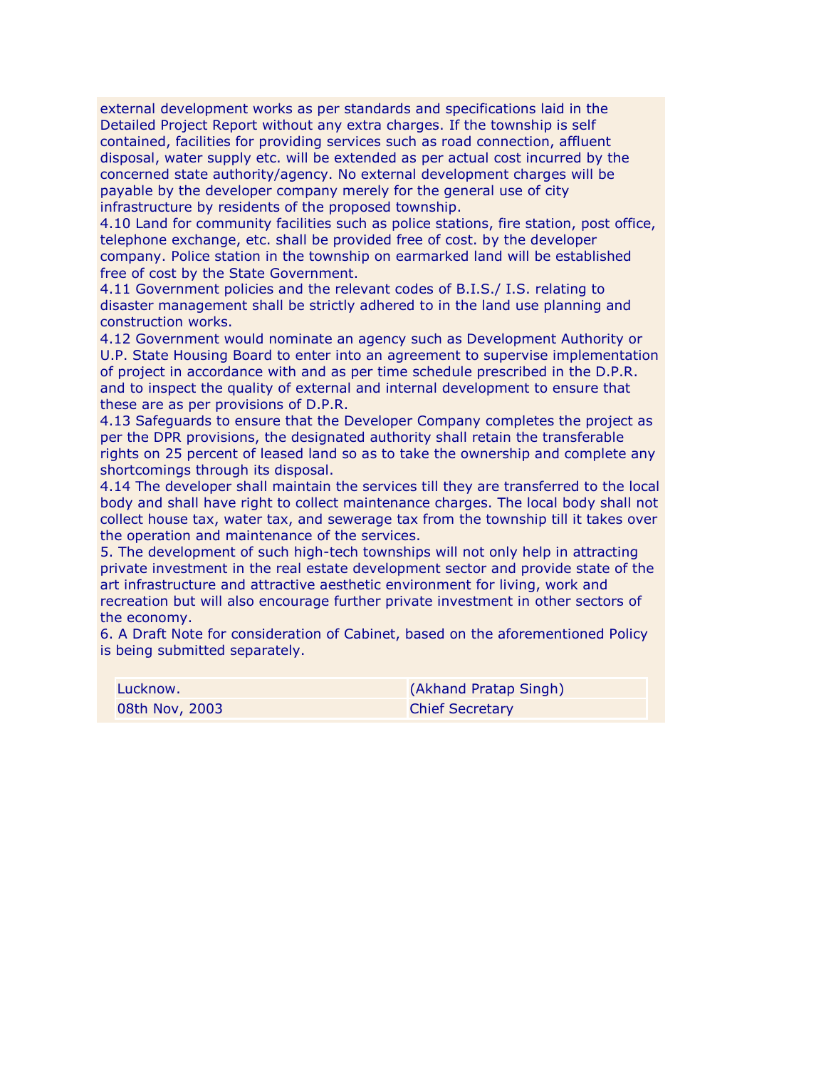external development works as per standards and specifications laid in the Detailed Project Report without any extra charges. If the township is self contained, facilities for providing services such as road connection, affluent disposal, water supply etc. will be extended as per actual cost incurred by the concerned state authority/agency. No external development charges will be payable by the developer company merely for the general use of city infrastructure by residents of the proposed township.

4.10 Land for community facilities such as police stations, fire station, post office, telephone exchange, etc. shall be provided free of cost. by the developer company. Police station in the township on earmarked land will be established free of cost by the State Government.

4.11 Government policies and the relevant codes of B.I.S./ I.S. relating to disaster management shall be strictly adhered to in the land use planning and construction works.

4.12 Government would nominate an agency such as Development Authority or U.P. State Housing Board to enter into an agreement to supervise implementation of project in accordance with and as per time schedule prescribed in the D.P.R. and to inspect the quality of external and internal development to ensure that these are as per provisions of D.P.R.

4.13 Safeguards to ensure that the Developer Company completes the project as per the DPR provisions, the designated authority shall retain the transferable rights on 25 percent of leased land so as to take the ownership and complete any shortcomings through its disposal.

4.14 The developer shall maintain the services till they are transferred to the local body and shall have right to collect maintenance charges. The local body shall not collect house tax, water tax, and sewerage tax from the township till it takes over the operation and maintenance of the services.

5. The development of such high-tech townships will not only help in attracting private investment in the real estate development sector and provide state of the art infrastructure and attractive aesthetic environment for living, work and recreation but will also encourage further private investment in other sectors of the economy.

6. A Draft Note for consideration of Cabinet, based on the aforementioned Policy is being submitted separately.

| | |
|---|---|
| Lucknow. | (Akhand Pratap Singh) |
| 08th Nov, 2003 | Chief Secretary |